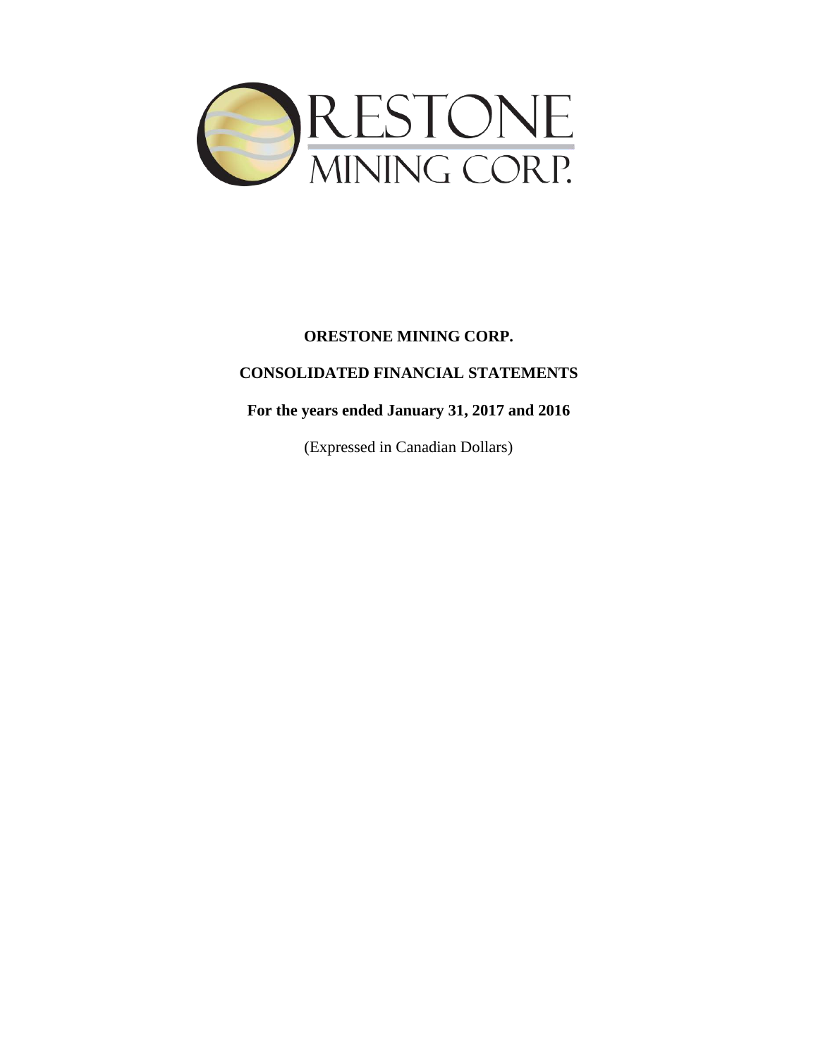# ORESTONE MINING CORP.

## CONSOLIDATED FINANCIAL STATEMENTS

**For the years ended January 31, 2017 and 2016**

(Expressed in Canadian Dollars)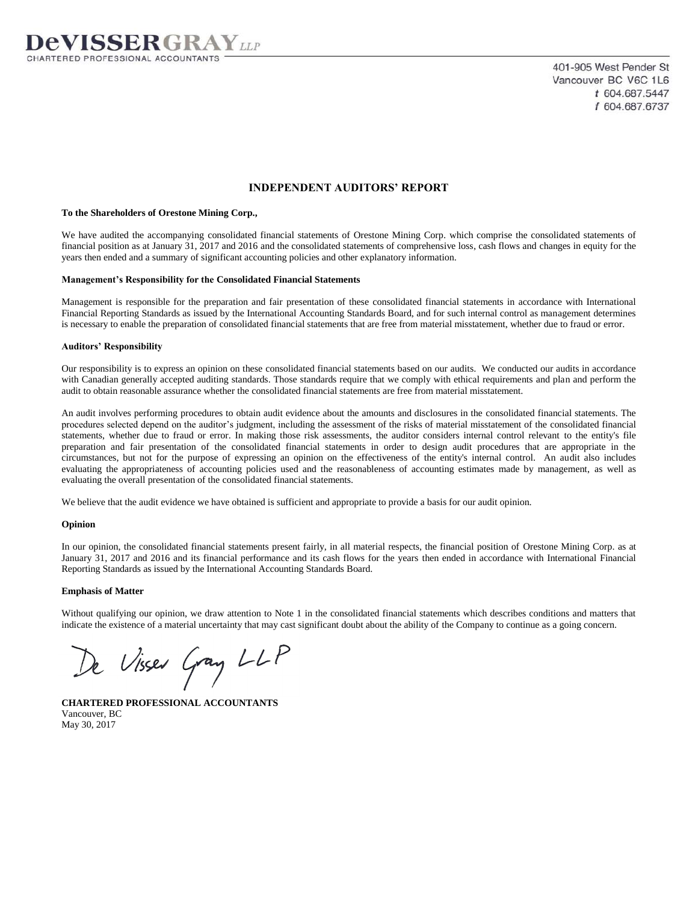**DeVISSERGRAY** *LLP*
CHARTERED PROFESSIONAL ACCOUNTANTS

401-905 West Pender St
Vancouver BC V6C 1L6
t 604.687.5447
f 604.687.6737

# INDEPENDENT AUDITORS' REPORT

**To the Shareholders of Orestone Mining Corp.,**

We have audited the accompanying consolidated financial statements of Orestone Mining Corp. which comprise the consolidated statements of financial position as at January 31, 2017 and 2016 and the consolidated statements of comprehensive loss, cash flows and changes in equity for the years then ended and a summary of significant accounting policies and other explanatory information.

**Management's Responsibility for the Consolidated Financial Statements**

Management is responsible for the preparation and fair presentation of these consolidated financial statements in accordance with International Financial Reporting Standards as issued by the International Accounting Standards Board, and for such internal control as management determines is necessary to enable the preparation of consolidated financial statements that are free from material misstatement, whether due to fraud or error.

**Auditors' Responsibility**

Our responsibility is to express an opinion on these consolidated financial statements based on our audits. We conducted our audits in accordance with Canadian generally accepted auditing standards. Those standards require that we comply with ethical requirements and plan and perform the audit to obtain reasonable assurance whether the consolidated financial statements are free from material misstatement.

An audit involves performing procedures to obtain audit evidence about the amounts and disclosures in the consolidated financial statements. The procedures selected depend on the auditor's judgment, including the assessment of the risks of material misstatement of the consolidated financial statements, whether due to fraud or error. In making those risk assessments, the auditor considers internal control relevant to the entity's file preparation and fair presentation of the consolidated financial statements in order to design audit procedures that are appropriate in the circumstances, but not for the purpose of expressing an opinion on the effectiveness of the entity's internal control. An audit also includes evaluating the appropriateness of accounting policies used and the reasonableness of accounting estimates made by management, as well as evaluating the overall presentation of the consolidated financial statements.

We believe that the audit evidence we have obtained is sufficient and appropriate to provide a basis for our audit opinion.

**Opinion**

In our opinion, the consolidated financial statements present fairly, in all material respects, the financial position of Orestone Mining Corp. as at January 31, 2017 and 2016 and its financial performance and its cash flows for the years then ended in accordance with International Financial Reporting Standards as issued by the International Accounting Standards Board.

**Emphasis of Matter**

Without qualifying our opinion, we draw attention to Note 1 in the consolidated financial statements which describes conditions and matters that indicate the existence of a material uncertainty that may cast significant doubt about the ability of the Company to continue as a going concern.

De Visser Gray LLP

**CHARTERED PROFESSIONAL ACCOUNTANTS**
Vancouver, BC
May 30, 2017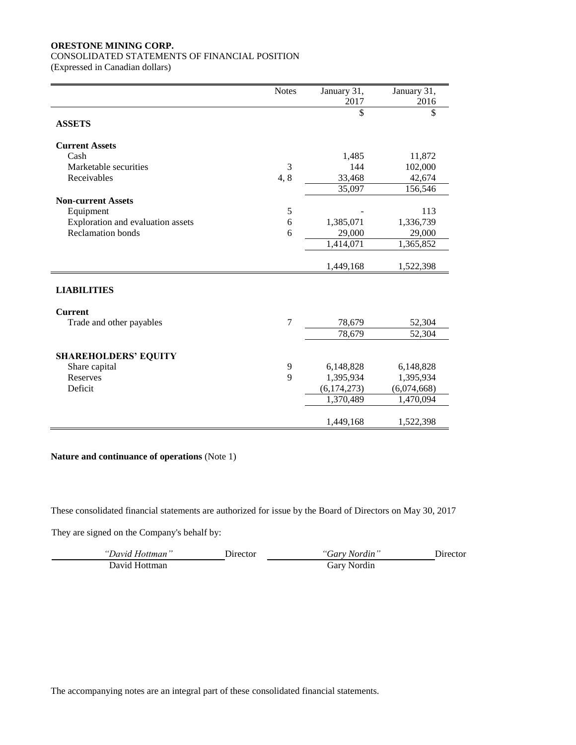**ORESTONE MINING CORP.**

CONSOLIDATED STATEMENTS OF FINANCIAL POSITION

(Expressed in Canadian dollars)

| | Notes | January 31, 2017 | January 31, 2016 |
|---|---|---|---|
| | | $ | $ |
| **ASSETS** | | | |
| **Current Assets** | | | |
| Cash | | 1,485 | 11,872 |
| Marketable securities | 3 | 144 | 102,000 |
| Receivables | 4, 8 | 33,468 | 42,674 |
| | | 35,097 | 156,546 |
| **Non-current Assets** | | | |
| Equipment | 5 | - | 113 |
| Exploration and evaluation assets | 6 | 1,385,071 | 1,336,739 |
| Reclamation bonds | 6 | 29,000 | 29,000 |
| | | 1,414,071 | 1,365,852 |
| | | 1,449,168 | 1,522,398 |
| **LIABILITIES** | | | |
| **Current** | | | |
| Trade and other payables | 7 | 78,679 | 52,304 |
| | | 78,679 | 52,304 |
| **SHAREHOLDERS' EQUITY** | | | |
| Share capital | 9 | 6,148,828 | 6,148,828 |
| Reserves | 9 | 1,395,934 | 1,395,934 |
| Deficit | | (6,174,273) | (6,074,668) |
| | | 1,370,489 | 1,470,094 |
| | | 1,449,168 | 1,522,398 |

**Nature and continuance of operations** (Note 1)

These consolidated financial statements are authorized for issue by the Board of Directors on May 30, 2017

They are signed on the Company's behalf by:

| *"David Hottman"* | Director | *"Gary Nordin"* | Director |
|---|---|---|---|
| David Hottman | | Gary Nordin | |

The accompanying notes are an integral part of these consolidated financial statements.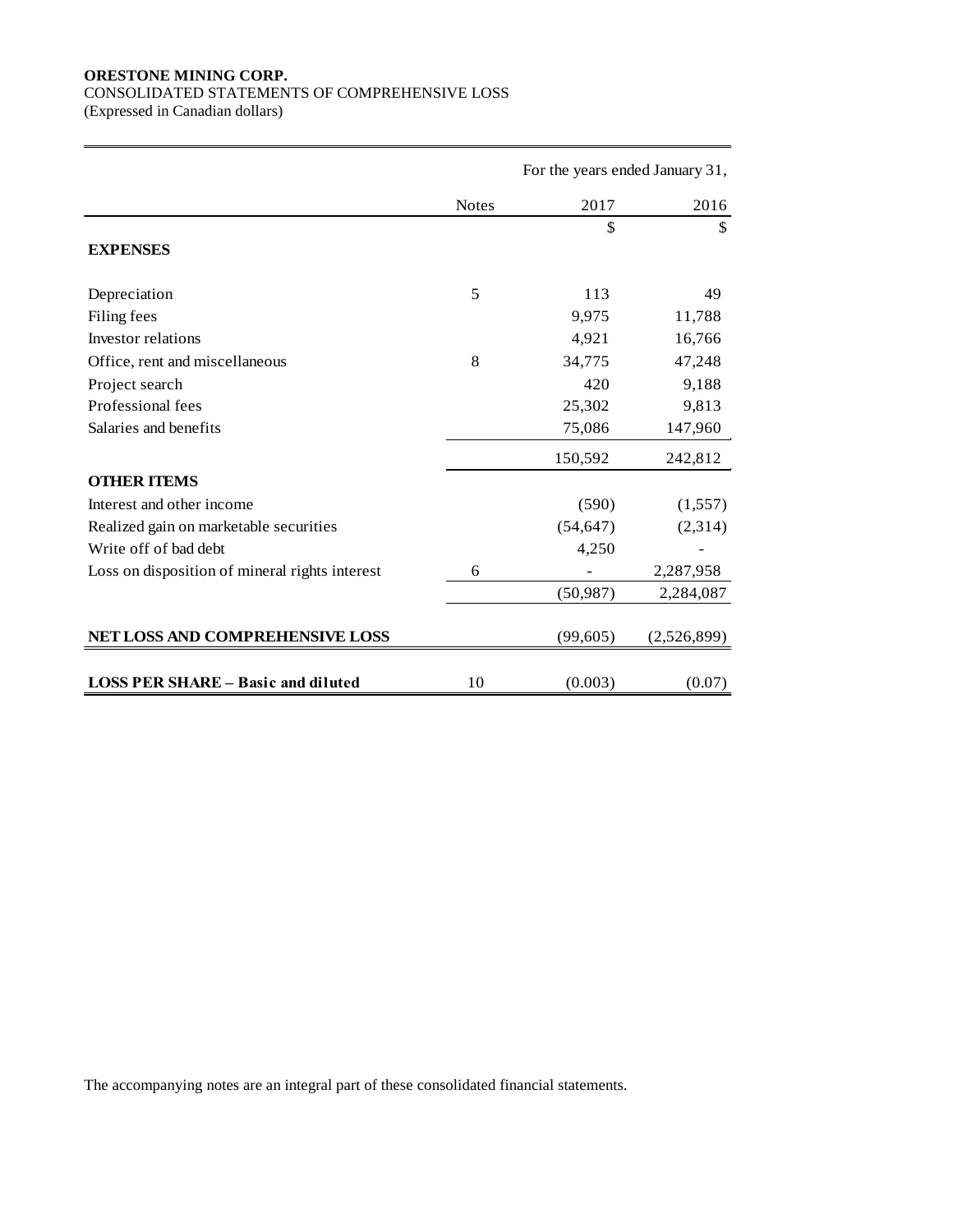**ORESTONE MINING CORP.**
CONSOLIDATED STATEMENTS OF COMPREHENSIVE LOSS
(Expressed in Canadian dollars)

| | | For the years ended January 31, | |
|---|---|---|---|
| | Notes | 2017 | 2016 |
| | | $ | $ |
| **EXPENSES** | | | |
| Depreciation | 5 | 113 | 49 |
| Filing fees | | 9,975 | 11,788 |
| Investor relations | | 4,921 | 16,766 |
| Office, rent and miscellaneous | 8 | 34,775 | 47,248 |
| Project search | | 420 | 9,188 |
| Professional fees | | 25,302 | 9,813 |
| Salaries and benefits | | 75,086 | 147,960 |
| | | 150,592 | 242,812 |
| **OTHER ITEMS** | | | |
| Interest and other income | | (590) | (1,557) |
| Realized gain on marketable securities | | (54,647) | (2,314) |
| Write off of bad debt | | 4,250 | - |
| Loss on disposition of mineral rights interest | 6 | - | 2,287,958 |
| | | (50,987) | 2,284,087 |
| **NET LOSS AND COMPREHENSIVE LOSS** | | (99,605) | (2,526,899) |
| **LOSS PER SHARE – Basic and diluted** | 10 | (0.003) | (0.07) |

The accompanying notes are an integral part of these consolidated financial statements.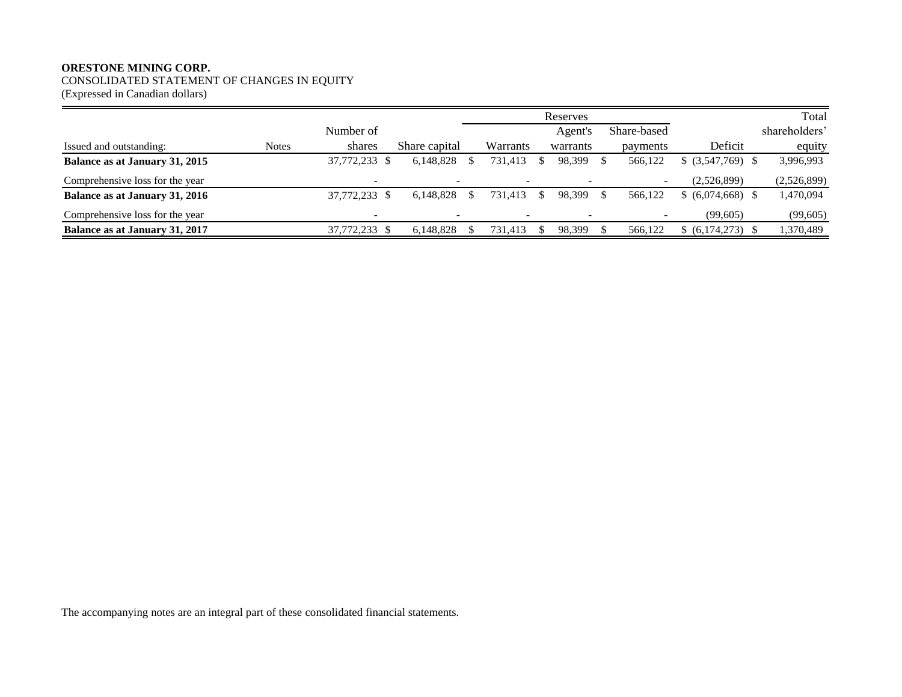**ORESTONE MINING CORP.**
CONSOLIDATED STATEMENT OF CHANGES IN EQUITY
(Expressed in Canadian dollars)

| | | | | Reserves | | | | |
|---|---|---|---|---|---|---|---|---|
| Issued and outstanding: | Notes | Number of shares | Share capital | Warrants | Agent's warrants | Share-based payments | Deficit | Total shareholders' equity |
| **Balance as at January 31, 2015** | | 37,772,233 | $ 6,148,828 | $ 731,413 | $ 98,399 | $ 566,122 | $ (3,547,769) | $ 3,996,993 |
| Comprehensive loss for the year | | - | - | - | - | - | (2,526,899) | (2,526,899) |
| **Balance as at January 31, 2016** | | 37,772,233 | $ 6,148,828 | $ 731,413 | $ 98,399 | $ 566,122 | $ (6,074,668) | $ 1,470,094 |
| Comprehensive loss for the year | | - | - | - | - | - | (99,605) | (99,605) |
| **Balance as at January 31, 2017** | | 37,772,233 | $ 6,148,828 | $ 731,413 | $ 98,399 | $ 566,122 | $ (6,174,273) | $ 1,370,489 |

The accompanying notes are an integral part of these consolidated financial statements.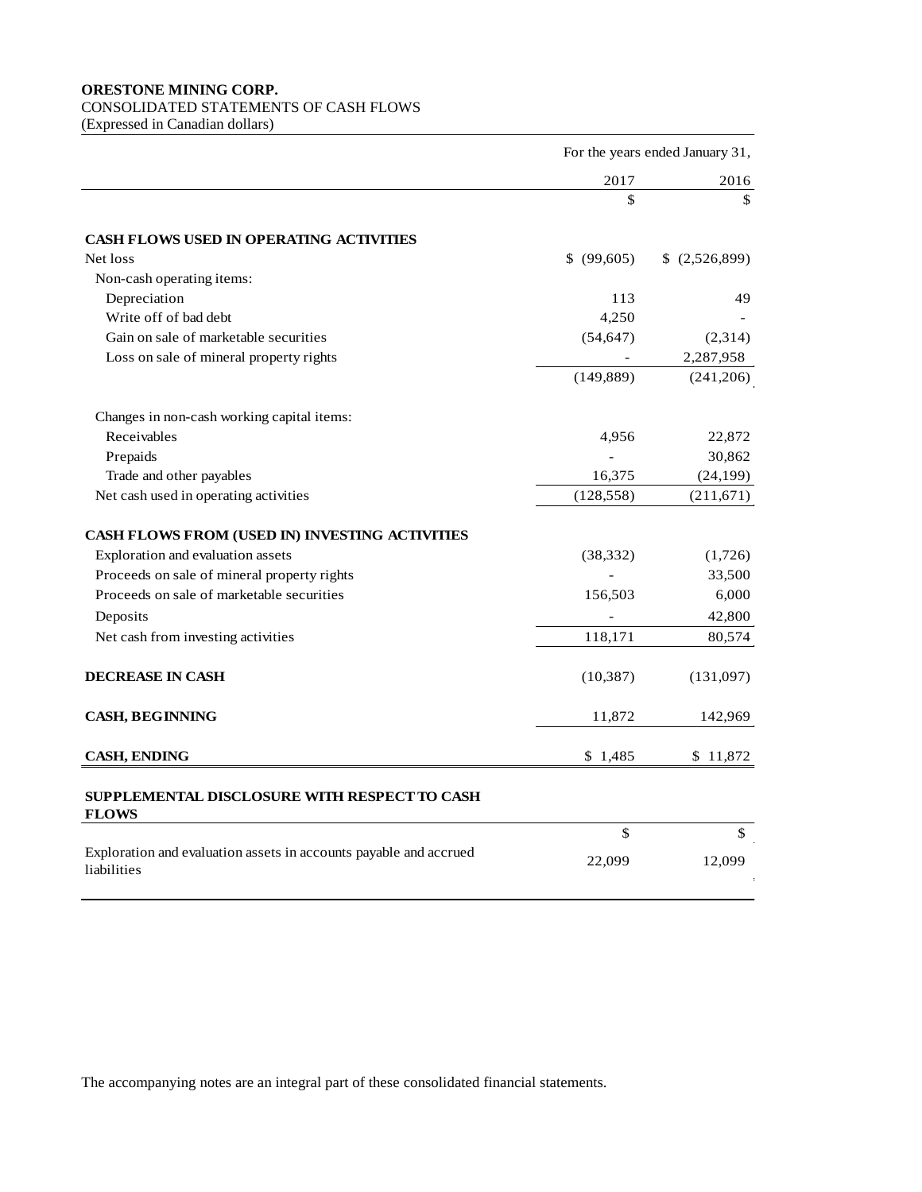**ORESTONE MINING CORP.**
CONSOLIDATED STATEMENTS OF CASH FLOWS
(Expressed in Canadian dollars)

| | For the years ended January 31, | |
|---|---|---|
| | 2017 | 2016 |
| | $ | $ |
| **CASH FLOWS USED IN OPERATING ACTIVITIES** | | |
| Net loss | $ (99,605) | $ (2,526,899) |
| Non-cash operating items: | | |
| Depreciation | 113 | 49 |
| Write off of bad debt | 4,250 | - |
| Gain on sale of marketable securities | (54,647) | (2,314) |
| Loss on sale of mineral property rights | - | 2,287,958 |
| | (149,889) | (241,206) |
| Changes in non-cash working capital items: | | |
| Receivables | 4,956 | 22,872 |
| Prepaids | - | 30,862 |
| Trade and other payables | 16,375 | (24,199) |
| Net cash used in operating activities | (128,558) | (211,671) |
| **CASH FLOWS FROM (USED IN) INVESTING ACTIVITIES** | | |
| Exploration and evaluation assets | (38,332) | (1,726) |
| Proceeds on sale of mineral property rights | - | 33,500 |
| Proceeds on sale of marketable securities | 156,503 | 6,000 |
| Deposits | - | 42,800 |
| Net cash from investing activities | 118,171 | 80,574 |
| **DECREASE IN CASH** | (10,387) | (131,097) |
| **CASH, BEGINNING** | 11,872 | 142,969 |
| **CASH, ENDING** | $ 1,485 | $ 11,872 |

| **SUPPLEMENTAL DISCLOSURE WITH RESPECT TO CASH FLOWS** | | |
|---|---|---|
| | $ | $ |
| Exploration and evaluation assets in accounts payable and accrued liabilities | 22,099 | 12,099 |

The accompanying notes are an integral part of these consolidated financial statements.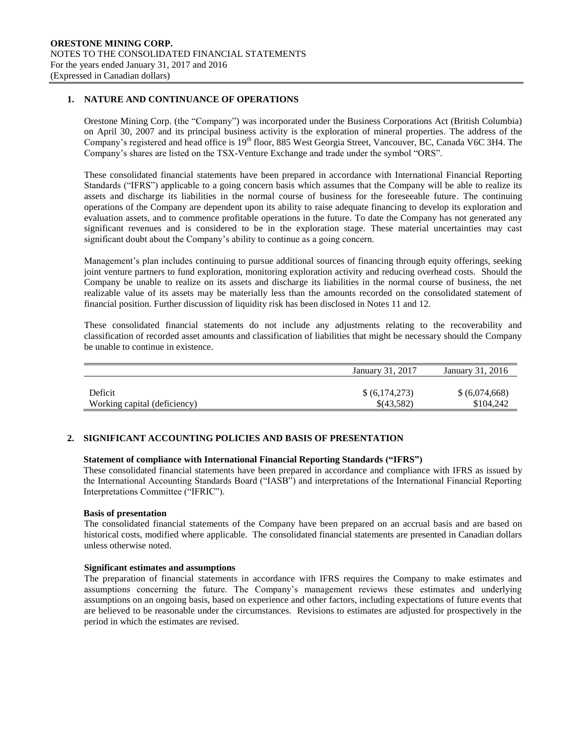## 1. NATURE AND CONTINUANCE OF OPERATIONS

Orestone Mining Corp. (the "Company") was incorporated under the Business Corporations Act (British Columbia) on April 30, 2007 and its principal business activity is the exploration of mineral properties. The address of the Company's registered and head office is 19th floor, 885 West Georgia Street, Vancouver, BC, Canada V6C 3H4. The Company's shares are listed on the TSX-Venture Exchange and trade under the symbol "ORS".

These consolidated financial statements have been prepared in accordance with International Financial Reporting Standards ("IFRS") applicable to a going concern basis which assumes that the Company will be able to realize its assets and discharge its liabilities in the normal course of business for the foreseeable future. The continuing operations of the Company are dependent upon its ability to raise adequate financing to develop its exploration and evaluation assets, and to commence profitable operations in the future. To date the Company has not generated any significant revenues and is considered to be in the exploration stage. These material uncertainties may cast significant doubt about the Company's ability to continue as a going concern.

Management's plan includes continuing to pursue additional sources of financing through equity offerings, seeking joint venture partners to fund exploration, monitoring exploration activity and reducing overhead costs. Should the Company be unable to realize on its assets and discharge its liabilities in the normal course of business, the net realizable value of its assets may be materially less than the amounts recorded on the consolidated statement of financial position. Further discussion of liquidity risk has been disclosed in Notes 11 and 12.

These consolidated financial statements do not include any adjustments relating to the recoverability and classification of recorded asset amounts and classification of liabilities that might be necessary should the Company be unable to continue in existence.

| | January 31, 2017 | January 31, 2016 |
|---|---|---|
| Deficit | $ (6,174,273) | $ (6,074,668) |
| Working capital (deficiency) | $(43,582) | $104,242 |

## 2. SIGNIFICANT ACCOUNTING POLICIES AND BASIS OF PRESENTATION

**Statement of compliance with International Financial Reporting Standards ("IFRS")**

These consolidated financial statements have been prepared in accordance and compliance with IFRS as issued by the International Accounting Standards Board ("IASB") and interpretations of the International Financial Reporting Interpretations Committee ("IFRIC").

**Basis of presentation**

The consolidated financial statements of the Company have been prepared on an accrual basis and are based on historical costs, modified where applicable. The consolidated financial statements are presented in Canadian dollars unless otherwise noted.

**Significant estimates and assumptions**

The preparation of financial statements in accordance with IFRS requires the Company to make estimates and assumptions concerning the future. The Company's management reviews these estimates and underlying assumptions on an ongoing basis, based on experience and other factors, including expectations of future events that are believed to be reasonable under the circumstances. Revisions to estimates are adjusted for prospectively in the period in which the estimates are revised.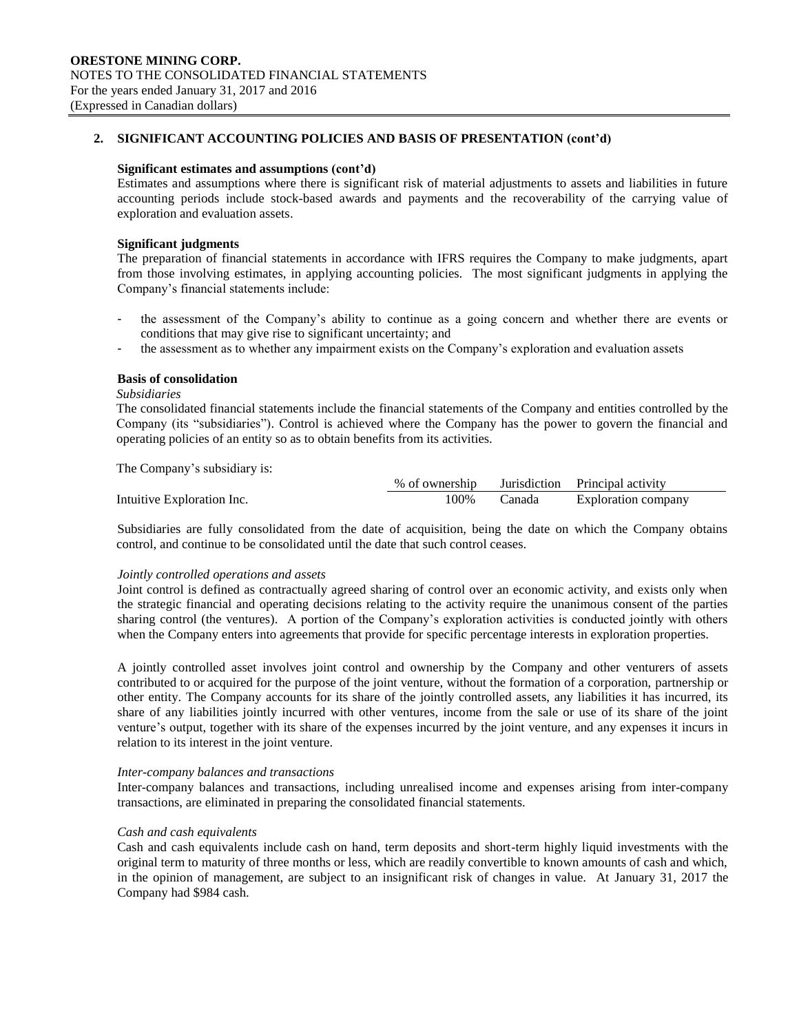## 2. SIGNIFICANT ACCOUNTING POLICIES AND BASIS OF PRESENTATION (cont'd)

**Significant estimates and assumptions (cont'd)**

Estimates and assumptions where there is significant risk of material adjustments to assets and liabilities in future accounting periods include stock-based awards and payments and the recoverability of the carrying value of exploration and evaluation assets.

**Significant judgments**

The preparation of financial statements in accordance with IFRS requires the Company to make judgments, apart from those involving estimates, in applying accounting policies. The most significant judgments in applying the Company's financial statements include:

- the assessment of the Company's ability to continue as a going concern and whether there are events or conditions that may give rise to significant uncertainty; and
- the assessment as to whether any impairment exists on the Company's exploration and evaluation assets

**Basis of consolidation**

*Subsidiaries*

The consolidated financial statements include the financial statements of the Company and entities controlled by the Company (its "subsidiaries"). Control is achieved where the Company has the power to govern the financial and operating policies of an entity so as to obtain benefits from its activities.

The Company's subsidiary is:

| | % of ownership | Jurisdiction | Principal activity |
|---|---|---|---|
| Intuitive Exploration Inc. | 100% | Canada | Exploration company |

Subsidiaries are fully consolidated from the date of acquisition, being the date on which the Company obtains control, and continue to be consolidated until the date that such control ceases.

*Jointly controlled operations and assets*

Joint control is defined as contractually agreed sharing of control over an economic activity, and exists only when the strategic financial and operating decisions relating to the activity require the unanimous consent of the parties sharing control (the ventures). A portion of the Company's exploration activities is conducted jointly with others when the Company enters into agreements that provide for specific percentage interests in exploration properties.

A jointly controlled asset involves joint control and ownership by the Company and other venturers of assets contributed to or acquired for the purpose of the joint venture, without the formation of a corporation, partnership or other entity. The Company accounts for its share of the jointly controlled assets, any liabilities it has incurred, its share of any liabilities jointly incurred with other ventures, income from the sale or use of its share of the joint venture's output, together with its share of the expenses incurred by the joint venture, and any expenses it incurs in relation to its interest in the joint venture.

*Inter-company balances and transactions*

Inter-company balances and transactions, including unrealised income and expenses arising from inter-company transactions, are eliminated in preparing the consolidated financial statements.

*Cash and cash equivalents*

Cash and cash equivalents include cash on hand, term deposits and short-term highly liquid investments with the original term to maturity of three months or less, which are readily convertible to known amounts of cash and which, in the opinion of management, are subject to an insignificant risk of changes in value. At January 31, 2017 the Company had $984 cash.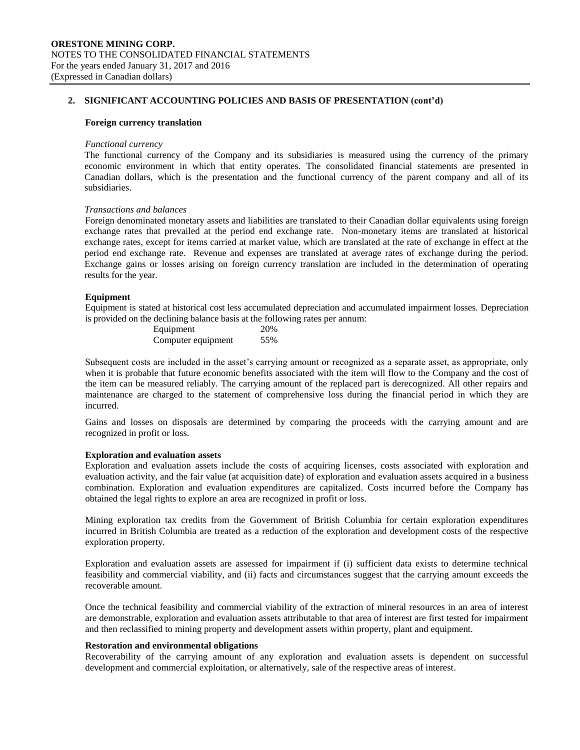## 2. SIGNIFICANT ACCOUNTING POLICIES AND BASIS OF PRESENTATION (cont'd)

### Foreign currency translation

*Functional currency*

The functional currency of the Company and its subsidiaries is measured using the currency of the primary economic environment in which that entity operates. The consolidated financial statements are presented in Canadian dollars, which is the presentation and the functional currency of the parent company and all of its subsidiaries.

*Transactions and balances*

Foreign denominated monetary assets and liabilities are translated to their Canadian dollar equivalents using foreign exchange rates that prevailed at the period end exchange rate. Non-monetary items are translated at historical exchange rates, except for items carried at market value, which are translated at the rate of exchange in effect at the period end exchange rate. Revenue and expenses are translated at average rates of exchange during the period. Exchange gains or losses arising on foreign currency translation are included in the determination of operating results for the year.

### Equipment

Equipment is stated at historical cost less accumulated depreciation and accumulated impairment losses. Depreciation is provided on the declining balance basis at the following rates per annum:

| | |
|---|---|
| Equipment | 20% |
| Computer equipment | 55% |

Subsequent costs are included in the asset's carrying amount or recognized as a separate asset, as appropriate, only when it is probable that future economic benefits associated with the item will flow to the Company and the cost of the item can be measured reliably. The carrying amount of the replaced part is derecognized. All other repairs and maintenance are charged to the statement of comprehensive loss during the financial period in which they are incurred.

Gains and losses on disposals are determined by comparing the proceeds with the carrying amount and are recognized in profit or loss.

### Exploration and evaluation assets

Exploration and evaluation assets include the costs of acquiring licenses, costs associated with exploration and evaluation activity, and the fair value (at acquisition date) of exploration and evaluation assets acquired in a business combination. Exploration and evaluation expenditures are capitalized. Costs incurred before the Company has obtained the legal rights to explore an area are recognized in profit or loss.

Mining exploration tax credits from the Government of British Columbia for certain exploration expenditures incurred in British Columbia are treated as a reduction of the exploration and development costs of the respective exploration property.

Exploration and evaluation assets are assessed for impairment if (i) sufficient data exists to determine technical feasibility and commercial viability, and (ii) facts and circumstances suggest that the carrying amount exceeds the recoverable amount.

Once the technical feasibility and commercial viability of the extraction of mineral resources in an area of interest are demonstrable, exploration and evaluation assets attributable to that area of interest are first tested for impairment and then reclassified to mining property and development assets within property, plant and equipment.

### Restoration and environmental obligations

Recoverability of the carrying amount of any exploration and evaluation assets is dependent on successful development and commercial exploitation, or alternatively, sale of the respective areas of interest.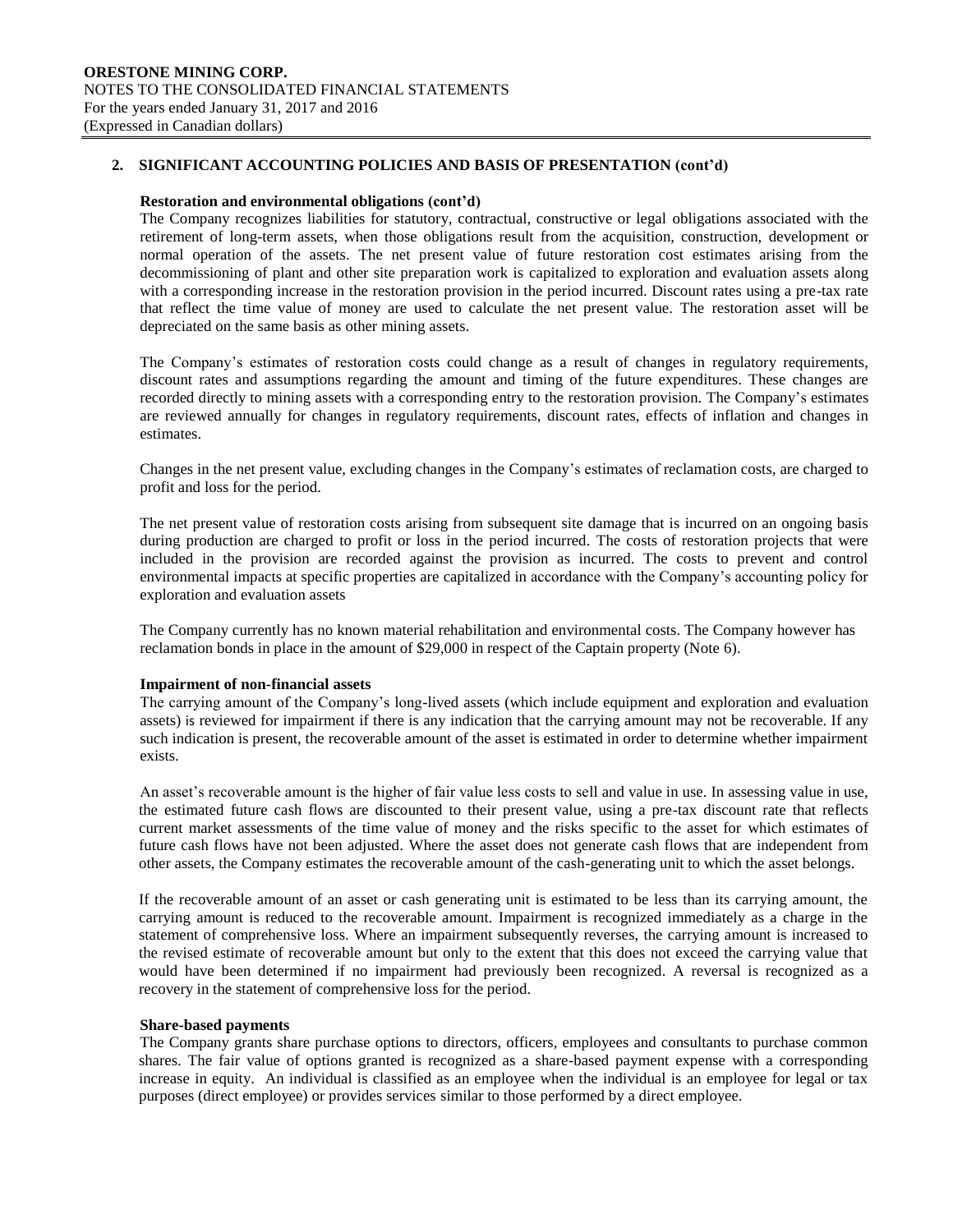## 2. SIGNIFICANT ACCOUNTING POLICIES AND BASIS OF PRESENTATION (cont'd)

**Restoration and environmental obligations (cont'd)**

The Company recognizes liabilities for statutory, contractual, constructive or legal obligations associated with the retirement of long-term assets, when those obligations result from the acquisition, construction, development or normal operation of the assets. The net present value of future restoration cost estimates arising from the decommissioning of plant and other site preparation work is capitalized to exploration and evaluation assets along with a corresponding increase in the restoration provision in the period incurred. Discount rates using a pre-tax rate that reflect the time value of money are used to calculate the net present value. The restoration asset will be depreciated on the same basis as other mining assets.

The Company's estimates of restoration costs could change as a result of changes in regulatory requirements, discount rates and assumptions regarding the amount and timing of the future expenditures. These changes are recorded directly to mining assets with a corresponding entry to the restoration provision. The Company's estimates are reviewed annually for changes in regulatory requirements, discount rates, effects of inflation and changes in estimates.

Changes in the net present value, excluding changes in the Company's estimates of reclamation costs, are charged to profit and loss for the period.

The net present value of restoration costs arising from subsequent site damage that is incurred on an ongoing basis during production are charged to profit or loss in the period incurred. The costs of restoration projects that were included in the provision are recorded against the provision as incurred. The costs to prevent and control environmental impacts at specific properties are capitalized in accordance with the Company's accounting policy for exploration and evaluation assets

The Company currently has no known material rehabilitation and environmental costs. The Company however has reclamation bonds in place in the amount of $29,000 in respect of the Captain property (Note 6).

**Impairment of non-financial assets**

The carrying amount of the Company's long-lived assets (which include equipment and exploration and evaluation assets) is reviewed for impairment if there is any indication that the carrying amount may not be recoverable. If any such indication is present, the recoverable amount of the asset is estimated in order to determine whether impairment exists.

An asset's recoverable amount is the higher of fair value less costs to sell and value in use. In assessing value in use, the estimated future cash flows are discounted to their present value, using a pre-tax discount rate that reflects current market assessments of the time value of money and the risks specific to the asset for which estimates of future cash flows have not been adjusted. Where the asset does not generate cash flows that are independent from other assets, the Company estimates the recoverable amount of the cash-generating unit to which the asset belongs.

If the recoverable amount of an asset or cash generating unit is estimated to be less than its carrying amount, the carrying amount is reduced to the recoverable amount. Impairment is recognized immediately as a charge in the statement of comprehensive loss. Where an impairment subsequently reverses, the carrying amount is increased to the revised estimate of recoverable amount but only to the extent that this does not exceed the carrying value that would have been determined if no impairment had previously been recognized. A reversal is recognized as a recovery in the statement of comprehensive loss for the period.

**Share-based payments**

The Company grants share purchase options to directors, officers, employees and consultants to purchase common shares. The fair value of options granted is recognized as a share-based payment expense with a corresponding increase in equity. An individual is classified as an employee when the individual is an employee for legal or tax purposes (direct employee) or provides services similar to those performed by a direct employee.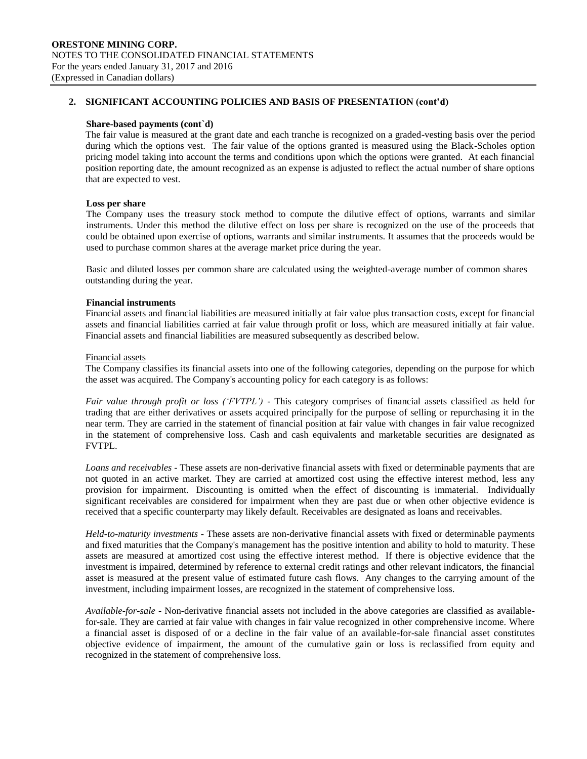## 2. SIGNIFICANT ACCOUNTING POLICIES AND BASIS OF PRESENTATION (cont'd)

**Share-based payments (cont`d)**

The fair value is measured at the grant date and each tranche is recognized on a graded-vesting basis over the period during which the options vest. The fair value of the options granted is measured using the Black-Scholes option pricing model taking into account the terms and conditions upon which the options were granted. At each financial position reporting date, the amount recognized as an expense is adjusted to reflect the actual number of share options that are expected to vest.

**Loss per share**

The Company uses the treasury stock method to compute the dilutive effect of options, warrants and similar instruments. Under this method the dilutive effect on loss per share is recognized on the use of the proceeds that could be obtained upon exercise of options, warrants and similar instruments. It assumes that the proceeds would be used to purchase common shares at the average market price during the year.

Basic and diluted losses per common share are calculated using the weighted-average number of common shares outstanding during the year.

**Financial instruments**

Financial assets and financial liabilities are measured initially at fair value plus transaction costs, except for financial assets and financial liabilities carried at fair value through profit or loss, which are measured initially at fair value. Financial assets and financial liabilities are measured subsequently as described below.

Financial assets

The Company classifies its financial assets into one of the following categories, depending on the purpose for which the asset was acquired. The Company's accounting policy for each category is as follows:

*Fair value through profit or loss ('FVTPL')* - This category comprises of financial assets classified as held for trading that are either derivatives or assets acquired principally for the purpose of selling or repurchasing it in the near term. They are carried in the statement of financial position at fair value with changes in fair value recognized in the statement of comprehensive loss. Cash and cash equivalents and marketable securities are designated as FVTPL.

*Loans and receivables* - These assets are non-derivative financial assets with fixed or determinable payments that are not quoted in an active market. They are carried at amortized cost using the effective interest method, less any provision for impairment. Discounting is omitted when the effect of discounting is immaterial. Individually significant receivables are considered for impairment when they are past due or when other objective evidence is received that a specific counterparty may likely default. Receivables are designated as loans and receivables.

*Held-to-maturity investments* - These assets are non-derivative financial assets with fixed or determinable payments and fixed maturities that the Company's management has the positive intention and ability to hold to maturity. These assets are measured at amortized cost using the effective interest method. If there is objective evidence that the investment is impaired, determined by reference to external credit ratings and other relevant indicators, the financial asset is measured at the present value of estimated future cash flows. Any changes to the carrying amount of the investment, including impairment losses, are recognized in the statement of comprehensive loss.

*Available-for-sale* - Non-derivative financial assets not included in the above categories are classified as available-for-sale. They are carried at fair value with changes in fair value recognized in other comprehensive income. Where a financial asset is disposed of or a decline in the fair value of an available-for-sale financial asset constitutes objective evidence of impairment, the amount of the cumulative gain or loss is reclassified from equity and recognized in the statement of comprehensive loss.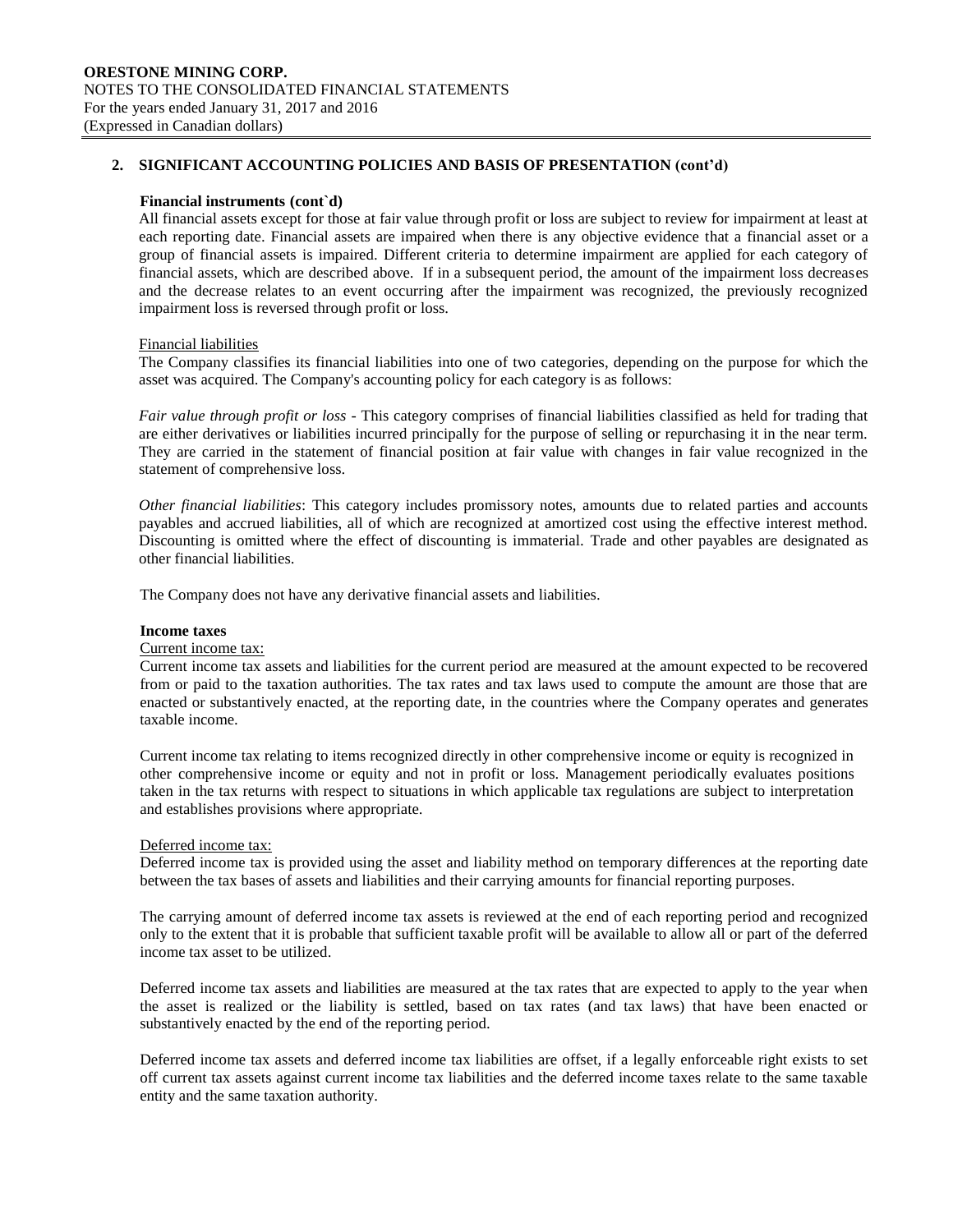## 2. SIGNIFICANT ACCOUNTING POLICIES AND BASIS OF PRESENTATION (cont'd)

**Financial instruments (cont`d)**

All financial assets except for those at fair value through profit or loss are subject to review for impairment at least at each reporting date. Financial assets are impaired when there is any objective evidence that a financial asset or a group of financial assets is impaired. Different criteria to determine impairment are applied for each category of financial assets, which are described above. If in a subsequent period, the amount of the impairment loss decreases and the decrease relates to an event occurring after the impairment was recognized, the previously recognized impairment loss is reversed through profit or loss.

Financial liabilities

The Company classifies its financial liabilities into one of two categories, depending on the purpose for which the asset was acquired. The Company's accounting policy for each category is as follows:

*Fair value through profit or loss* - This category comprises of financial liabilities classified as held for trading that are either derivatives or liabilities incurred principally for the purpose of selling or repurchasing it in the near term. They are carried in the statement of financial position at fair value with changes in fair value recognized in the statement of comprehensive loss.

*Other financial liabilities*: This category includes promissory notes, amounts due to related parties and accounts payables and accrued liabilities, all of which are recognized at amortized cost using the effective interest method. Discounting is omitted where the effect of discounting is immaterial. Trade and other payables are designated as other financial liabilities.

The Company does not have any derivative financial assets and liabilities.

**Income taxes**

Current income tax:

Current income tax assets and liabilities for the current period are measured at the amount expected to be recovered from or paid to the taxation authorities. The tax rates and tax laws used to compute the amount are those that are enacted or substantively enacted, at the reporting date, in the countries where the Company operates and generates taxable income.

Current income tax relating to items recognized directly in other comprehensive income or equity is recognized in other comprehensive income or equity and not in profit or loss. Management periodically evaluates positions taken in the tax returns with respect to situations in which applicable tax regulations are subject to interpretation and establishes provisions where appropriate.

Deferred income tax:

Deferred income tax is provided using the asset and liability method on temporary differences at the reporting date between the tax bases of assets and liabilities and their carrying amounts for financial reporting purposes.

The carrying amount of deferred income tax assets is reviewed at the end of each reporting period and recognized only to the extent that it is probable that sufficient taxable profit will be available to allow all or part of the deferred income tax asset to be utilized.

Deferred income tax assets and liabilities are measured at the tax rates that are expected to apply to the year when the asset is realized or the liability is settled, based on tax rates (and tax laws) that have been enacted or substantively enacted by the end of the reporting period.

Deferred income tax assets and deferred income tax liabilities are offset, if a legally enforceable right exists to set off current tax assets against current income tax liabilities and the deferred income taxes relate to the same taxable entity and the same taxation authority.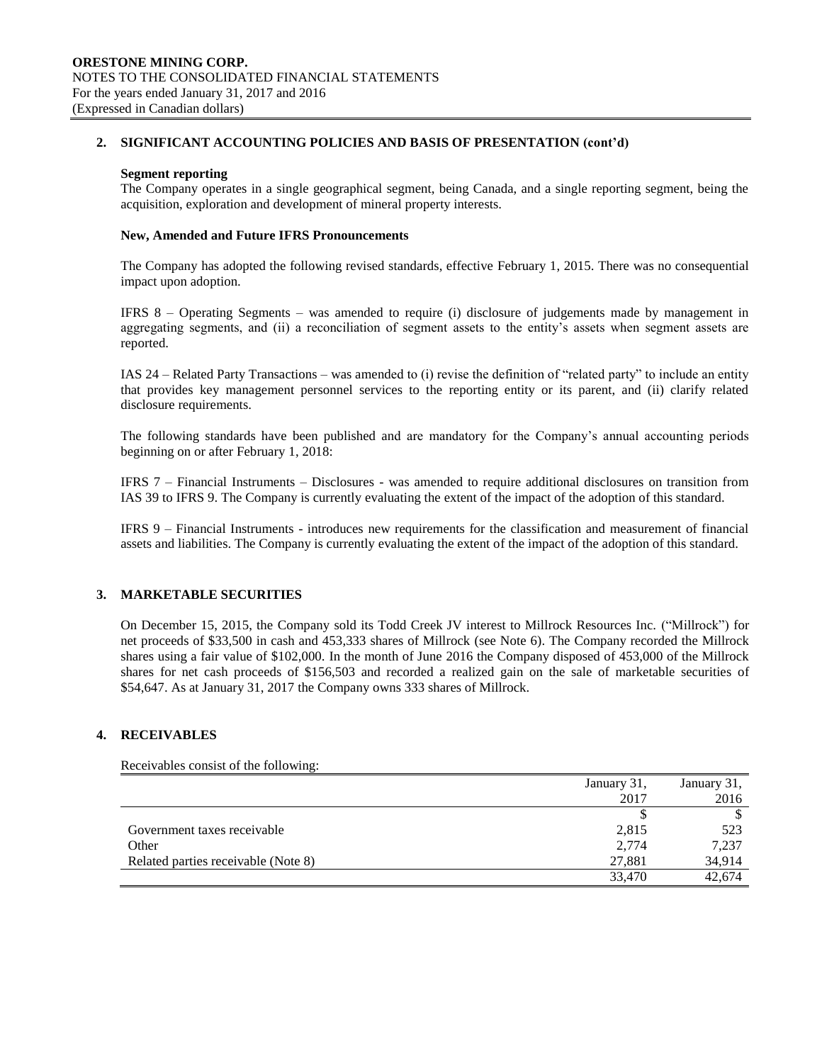## 2. SIGNIFICANT ACCOUNTING POLICIES AND BASIS OF PRESENTATION (cont'd)

**Segment reporting**

The Company operates in a single geographical segment, being Canada, and a single reporting segment, being the acquisition, exploration and development of mineral property interests.

**New, Amended and Future IFRS Pronouncements**

The Company has adopted the following revised standards, effective February 1, 2015. There was no consequential impact upon adoption.

IFRS 8 – Operating Segments – was amended to require (i) disclosure of judgements made by management in aggregating segments, and (ii) a reconciliation of segment assets to the entity's assets when segment assets are reported.

IAS 24 – Related Party Transactions – was amended to (i) revise the definition of "related party" to include an entity that provides key management personnel services to the reporting entity or its parent, and (ii) clarify related disclosure requirements.

The following standards have been published and are mandatory for the Company's annual accounting periods beginning on or after February 1, 2018:

IFRS 7 – Financial Instruments – Disclosures - was amended to require additional disclosures on transition from IAS 39 to IFRS 9. The Company is currently evaluating the extent of the impact of the adoption of this standard.

IFRS 9 – Financial Instruments - introduces new requirements for the classification and measurement of financial assets and liabilities. The Company is currently evaluating the extent of the impact of the adoption of this standard.

## 3. MARKETABLE SECURITIES

On December 15, 2015, the Company sold its Todd Creek JV interest to Millrock Resources Inc. ("Millrock") for net proceeds of $33,500 in cash and 453,333 shares of Millrock (see Note 6). The Company recorded the Millrock shares using a fair value of $102,000. In the month of June 2016 the Company disposed of 453,000 of the Millrock shares for net cash proceeds of $156,503 and recorded a realized gain on the sale of marketable securities of $54,647. As at January 31, 2017 the Company owns 333 shares of Millrock.

## 4. RECEIVABLES

Receivables consist of the following:

| | January 31, 2017 | January 31, 2016 |
|---|---|---|
| | $ | $ |
| Government taxes receivable | 2,815 | 523 |
| Other | 2,774 | 7,237 |
| Related parties receivable (Note 8) | 27,881 | 34,914 |
| | 33,470 | 42,674 |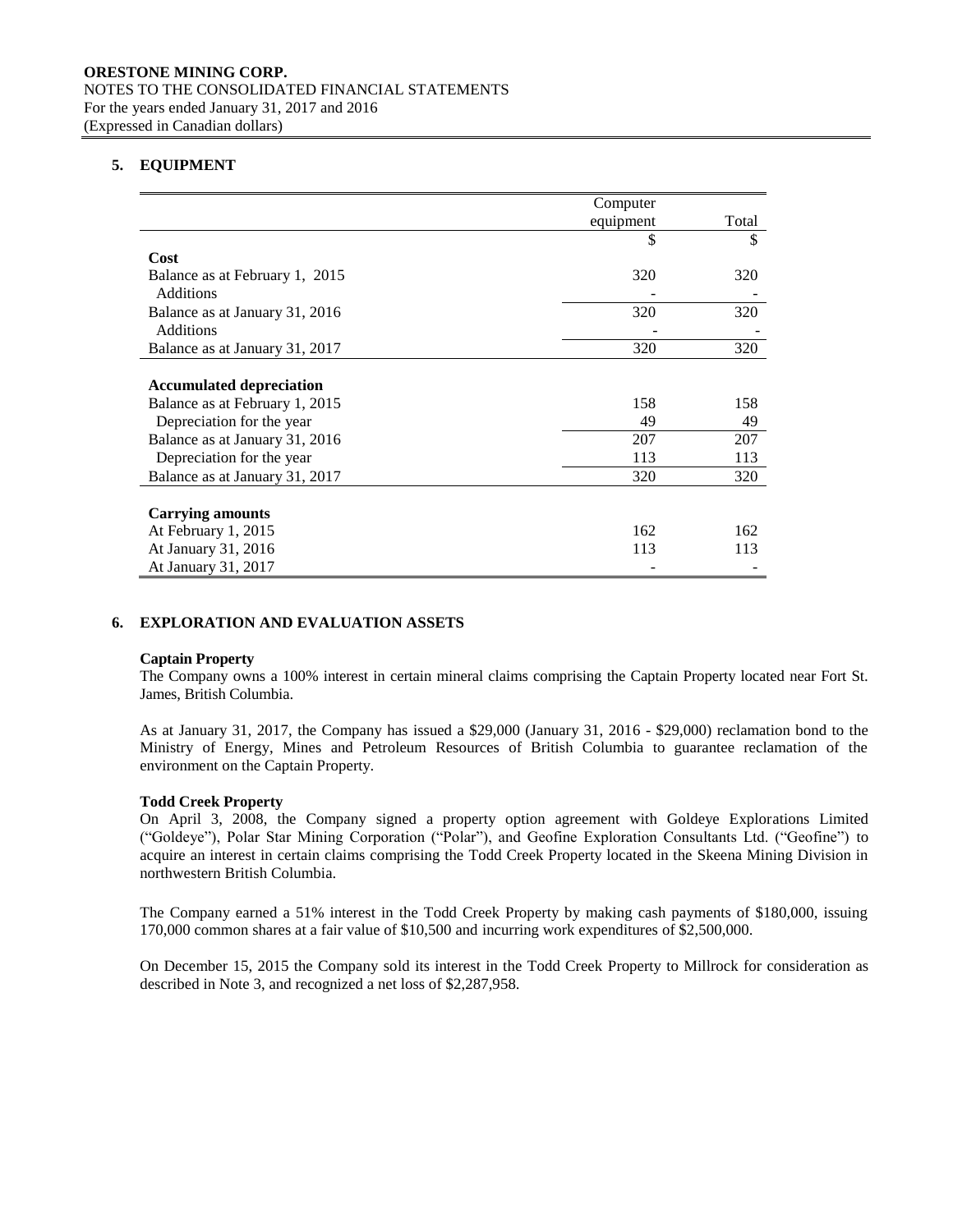## 5. EQUIPMENT

| | Computer equipment | Total |
|---|---|---|
| | $ | $ |
| **Cost** | | |
| Balance as at February 1, 2015 | 320 | 320 |
| Additions | - | - |
| Balance as at January 31, 2016 | 320 | 320 |
| Additions | - | - |
| Balance as at January 31, 2017 | 320 | 320 |
| | | |
| **Accumulated depreciation** | | |
| Balance as at February 1, 2015 | 158 | 158 |
| Depreciation for the year | 49 | 49 |
| Balance as at January 31, 2016 | 207 | 207 |
| Depreciation for the year | 113 | 113 |
| Balance as at January 31, 2017 | 320 | 320 |
| | | |
| **Carrying amounts** | | |
| At February 1, 2015 | 162 | 162 |
| At January 31, 2016 | 113 | 113 |
| At January 31, 2017 | - | - |

## 6. EXPLORATION AND EVALUATION ASSETS

**Captain Property**

The Company owns a 100% interest in certain mineral claims comprising the Captain Property located near Fort St. James, British Columbia.

As at January 31, 2017, the Company has issued a $29,000 (January 31, 2016 - $29,000) reclamation bond to the Ministry of Energy, Mines and Petroleum Resources of British Columbia to guarantee reclamation of the environment on the Captain Property.

**Todd Creek Property**

On April 3, 2008, the Company signed a property option agreement with Goldeye Explorations Limited ("Goldeye"), Polar Star Mining Corporation ("Polar"), and Geofine Exploration Consultants Ltd. ("Geofine") to acquire an interest in certain claims comprising the Todd Creek Property located in the Skeena Mining Division in northwestern British Columbia.

The Company earned a 51% interest in the Todd Creek Property by making cash payments of $180,000, issuing 170,000 common shares at a fair value of $10,500 and incurring work expenditures of $2,500,000.

On December 15, 2015 the Company sold its interest in the Todd Creek Property to Millrock for consideration as described in Note 3, and recognized a net loss of $2,287,958.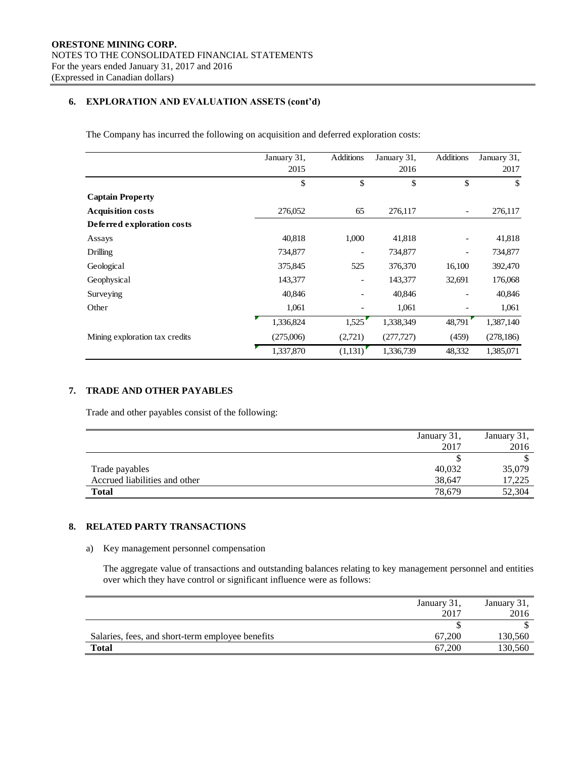## 6. EXPLORATION AND EVALUATION ASSETS (cont'd)

The Company has incurred the following on acquisition and deferred exploration costs:

| | January 31, 2015 | Additions | January 31, 2016 | Additions | January 31, 2017 |
|---|---|---|---|---|---|
| | $ | $ | $ | $ | $ |
| **Captain Property** | | | | | |
| **Acquisition costs** | 276,052 | 65 | 276,117 | - | 276,117 |
| **Deferred exploration costs** | | | | | |
| Assays | 40,818 | 1,000 | 41,818 | - | 41,818 |
| Drilling | 734,877 | - | 734,877 | - | 734,877 |
| Geological | 375,845 | 525 | 376,370 | 16,100 | 392,470 |
| Geophysical | 143,377 | - | 143,377 | 32,691 | 176,068 |
| Surveying | 40,846 | - | 40,846 | - | 40,846 |
| Other | 1,061 | - | 1,061 | - | 1,061 |
| | 1,336,824 | 1,525 | 1,338,349 | 48,791 | 1,387,140 |
| Mining exploration tax credits | (275,006) | (2,721) | (277,727) | (459) | (278,186) |
| | 1,337,870 | (1,131) | 1,336,739 | 48,332 | 1,385,071 |

## 7. TRADE AND OTHER PAYABLES

Trade and other payables consist of the following:

| | January 31, 2017 | January 31, 2016 |
|---|---|---|
| | $ | $ |
| Trade payables | 40,032 | 35,079 |
| Accrued liabilities and other | 38,647 | 17,225 |
| **Total** | 78,679 | 52,304 |

## 8. RELATED PARTY TRANSACTIONS

a) Key management personnel compensation

The aggregate value of transactions and outstanding balances relating to key management personnel and entities over which they have control or significant influence were as follows:

| | January 31, 2017 | January 31, 2016 |
|---|---|---|
| | $ | $ |
| Salaries, fees, and short-term employee benefits | 67,200 | 130,560 |
| **Total** | 67,200 | 130,560 |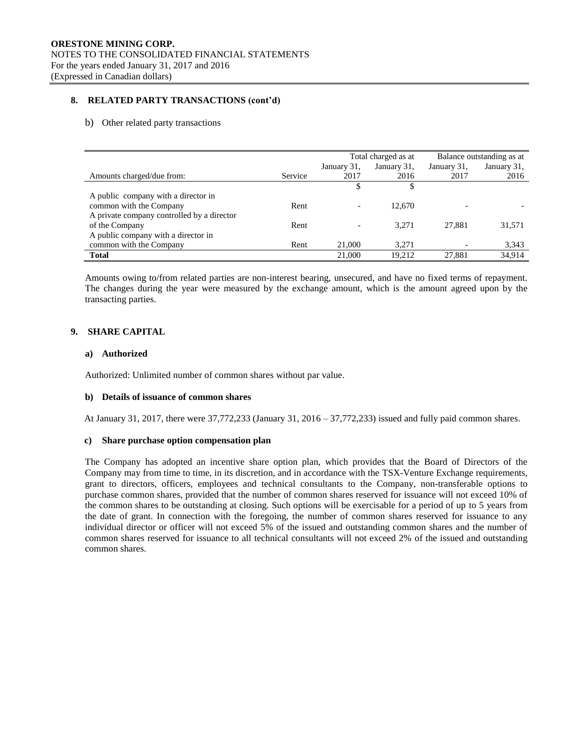## 8. RELATED PARTY TRANSACTIONS (cont'd)

b) Other related party transactions

| | | Total charged as at | | Balance outstanding as at | |
|---|---|---|---|---|---|
| Amounts charged/due from: | Service | January 31, 2017 | January 31, 2016 | January 31, 2017 | January 31, 2016 |
| | | $ | $ | | |
| A public company with a director in common with the Company | Rent | - | 12,670 | - | - |
| A private company controlled by a director of the Company | Rent | - | 3,271 | 27,881 | 31,571 |
| A public company with a director in common with the Company | Rent | 21,000 | 3,271 | - | 3,343 |
| **Total** | | 21,000 | 19,212 | 27,881 | 34,914 |

Amounts owing to/from related parties are non-interest bearing, unsecured, and have no fixed terms of repayment. The changes during the year were measured by the exchange amount, which is the amount agreed upon by the transacting parties.

## 9. SHARE CAPITAL

### a) Authorized

Authorized: Unlimited number of common shares without par value.

### b) Details of issuance of common shares

At January 31, 2017, there were 37,772,233 (January 31, 2016 – 37,772,233) issued and fully paid common shares.

### c) Share purchase option compensation plan

The Company has adopted an incentive share option plan, which provides that the Board of Directors of the Company may from time to time, in its discretion, and in accordance with the TSX-Venture Exchange requirements, grant to directors, officers, employees and technical consultants to the Company, non-transferable options to purchase common shares, provided that the number of common shares reserved for issuance will not exceed 10% of the common shares to be outstanding at closing. Such options will be exercisable for a period of up to 5 years from the date of grant. In connection with the foregoing, the number of common shares reserved for issuance to any individual director or officer will not exceed 5% of the issued and outstanding common shares and the number of common shares reserved for issuance to all technical consultants will not exceed 2% of the issued and outstanding common shares.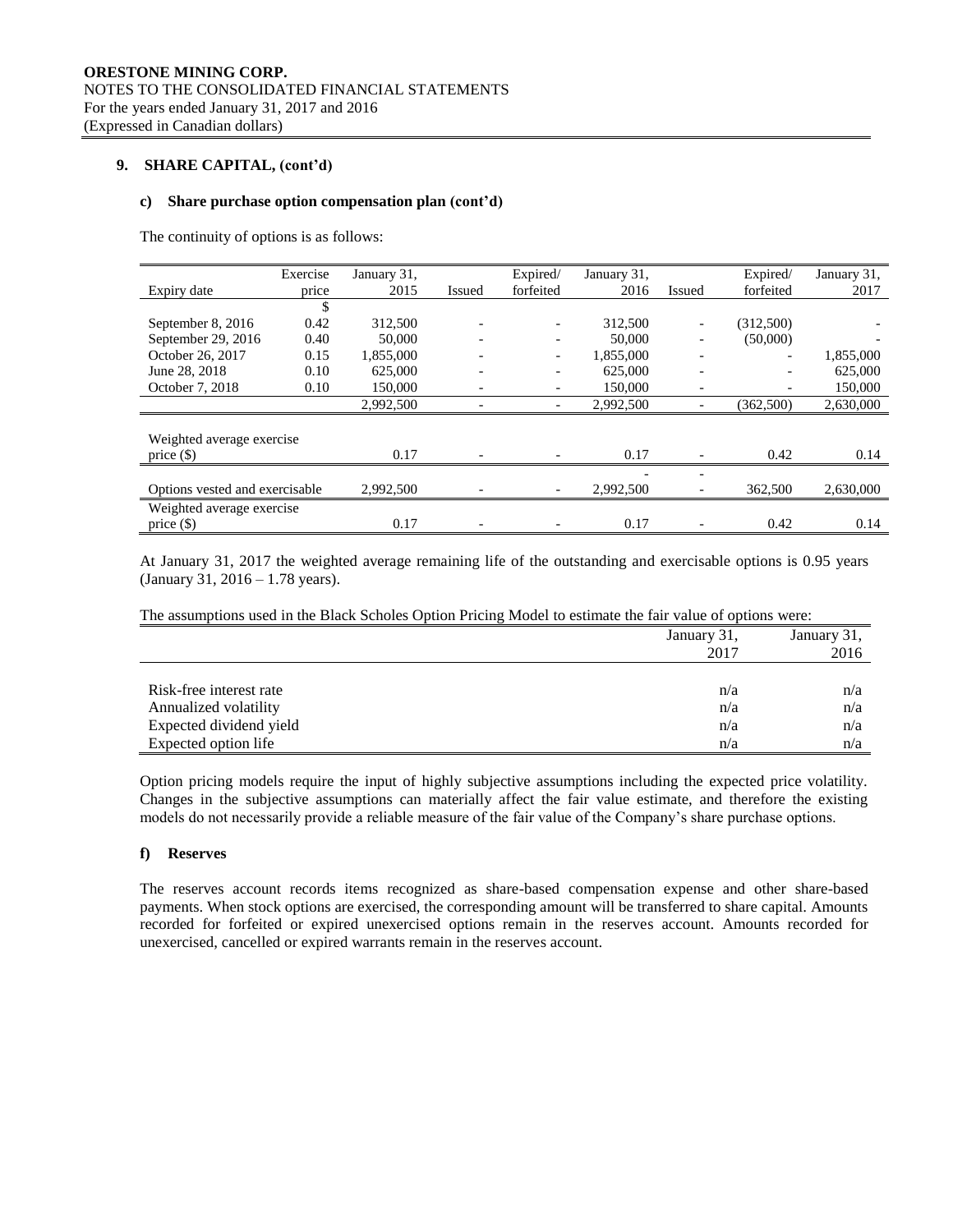**ORESTONE MINING CORP.**
NOTES TO THE CONSOLIDATED FINANCIAL STATEMENTS
For the years ended January 31, 2017 and 2016
(Expressed in Canadian dollars)

## 9. SHARE CAPITAL, (cont'd)

### c) Share purchase option compensation plan (cont'd)

The continuity of options is as follows:

| Expiry date | Exercise price | January 31, 2015 | Issued | Expired/ forfeited | January 31, 2016 | Issued | Expired/ forfeited | January 31, 2017 |
|---|---|---|---|---|---|---|---|---|
| | $ | | | | | | | |
| September 8, 2016 | 0.42 | 312,500 | - | - | 312,500 | - | (312,500) | - |
| September 29, 2016 | 0.40 | 50,000 | - | - | 50,000 | - | (50,000) | - |
| October 26, 2017 | 0.15 | 1,855,000 | - | - | 1,855,000 | - | - | 1,855,000 |
| June 28, 2018 | 0.10 | 625,000 | - | - | 625,000 | - | - | 625,000 |
| October 7, 2018 | 0.10 | 150,000 | - | - | 150,000 | - | - | 150,000 |
| | | 2,992,500 | - | - | 2,992,500 | - | (362,500) | 2,630,000 |
| Weighted average exercise price ($) | | 0.17 | - | - | 0.17 | - | 0.42 | 0.14 |
| | | | | | - | - | | |
| Options vested and exercisable | | 2,992,500 | - | - | 2,992,500 | - | 362,500 | 2,630,000 |
| Weighted average exercise price ($) | | 0.17 | - | - | 0.17 | - | 0.42 | 0.14 |

At January 31, 2017 the weighted average remaining life of the outstanding and exercisable options is 0.95 years (January 31, 2016 – 1.78 years).

The assumptions used in the Black Scholes Option Pricing Model to estimate the fair value of options were:

| | January 31, 2017 | January 31, 2016 |
|---|---|---|
| Risk-free interest rate | n/a | n/a |
| Annualized volatility | n/a | n/a |
| Expected dividend yield | n/a | n/a |
| Expected option life | n/a | n/a |

Option pricing models require the input of highly subjective assumptions including the expected price volatility. Changes in the subjective assumptions can materially affect the fair value estimate, and therefore the existing models do not necessarily provide a reliable measure of the fair value of the Company's share purchase options.

### f) Reserves

The reserves account records items recognized as share-based compensation expense and other share-based payments. When stock options are exercised, the corresponding amount will be transferred to share capital. Amounts recorded for forfeited or expired unexercised options remain in the reserves account. Amounts recorded for unexercised, cancelled or expired warrants remain in the reserves account.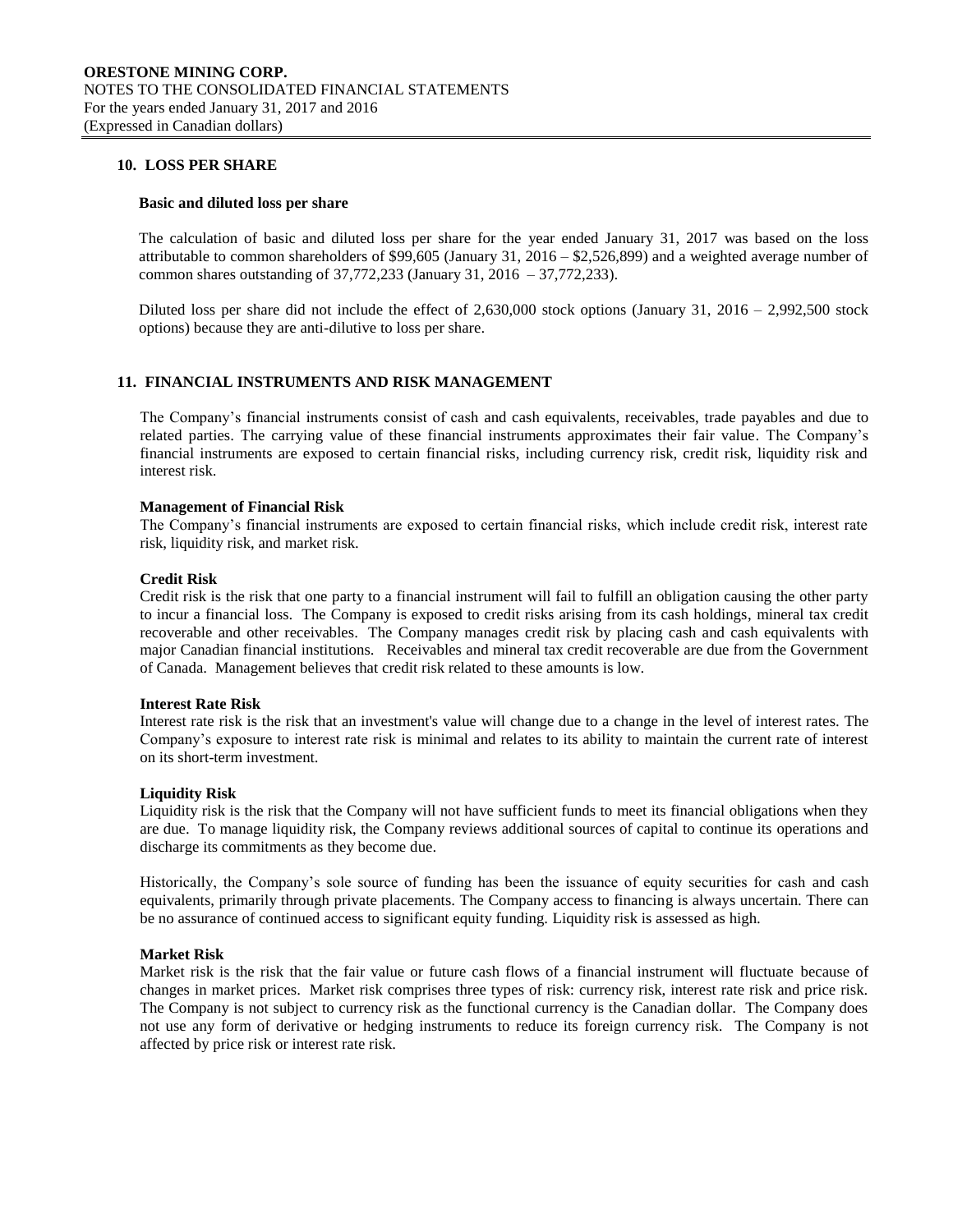## 10. LOSS PER SHARE

### Basic and diluted loss per share

The calculation of basic and diluted loss per share for the year ended January 31, 2017 was based on the loss attributable to common shareholders of $99,605 (January 31, 2016 – $2,526,899) and a weighted average number of common shares outstanding of 37,772,233 (January 31, 2016 – 37,772,233).

Diluted loss per share did not include the effect of 2,630,000 stock options (January 31, 2016 – 2,992,500 stock options) because they are anti-dilutive to loss per share.

## 11. FINANCIAL INSTRUMENTS AND RISK MANAGEMENT

The Company's financial instruments consist of cash and cash equivalents, receivables, trade payables and due to related parties. The carrying value of these financial instruments approximates their fair value. The Company's financial instruments are exposed to certain financial risks, including currency risk, credit risk, liquidity risk and interest risk.

**Management of Financial Risk**

The Company's financial instruments are exposed to certain financial risks, which include credit risk, interest rate risk, liquidity risk, and market risk.

**Credit Risk**

Credit risk is the risk that one party to a financial instrument will fail to fulfill an obligation causing the other party to incur a financial loss. The Company is exposed to credit risks arising from its cash holdings, mineral tax credit recoverable and other receivables. The Company manages credit risk by placing cash and cash equivalents with major Canadian financial institutions. Receivables and mineral tax credit recoverable are due from the Government of Canada. Management believes that credit risk related to these amounts is low.

**Interest Rate Risk**

Interest rate risk is the risk that an investment's value will change due to a change in the level of interest rates. The Company's exposure to interest rate risk is minimal and relates to its ability to maintain the current rate of interest on its short-term investment.

**Liquidity Risk**

Liquidity risk is the risk that the Company will not have sufficient funds to meet its financial obligations when they are due. To manage liquidity risk, the Company reviews additional sources of capital to continue its operations and discharge its commitments as they become due.

Historically, the Company's sole source of funding has been the issuance of equity securities for cash and cash equivalents, primarily through private placements. The Company access to financing is always uncertain. There can be no assurance of continued access to significant equity funding. Liquidity risk is assessed as high.

**Market Risk**

Market risk is the risk that the fair value or future cash flows of a financial instrument will fluctuate because of changes in market prices. Market risk comprises three types of risk: currency risk, interest rate risk and price risk. The Company is not subject to currency risk as the functional currency is the Canadian dollar. The Company does not use any form of derivative or hedging instruments to reduce its foreign currency risk. The Company is not affected by price risk or interest rate risk.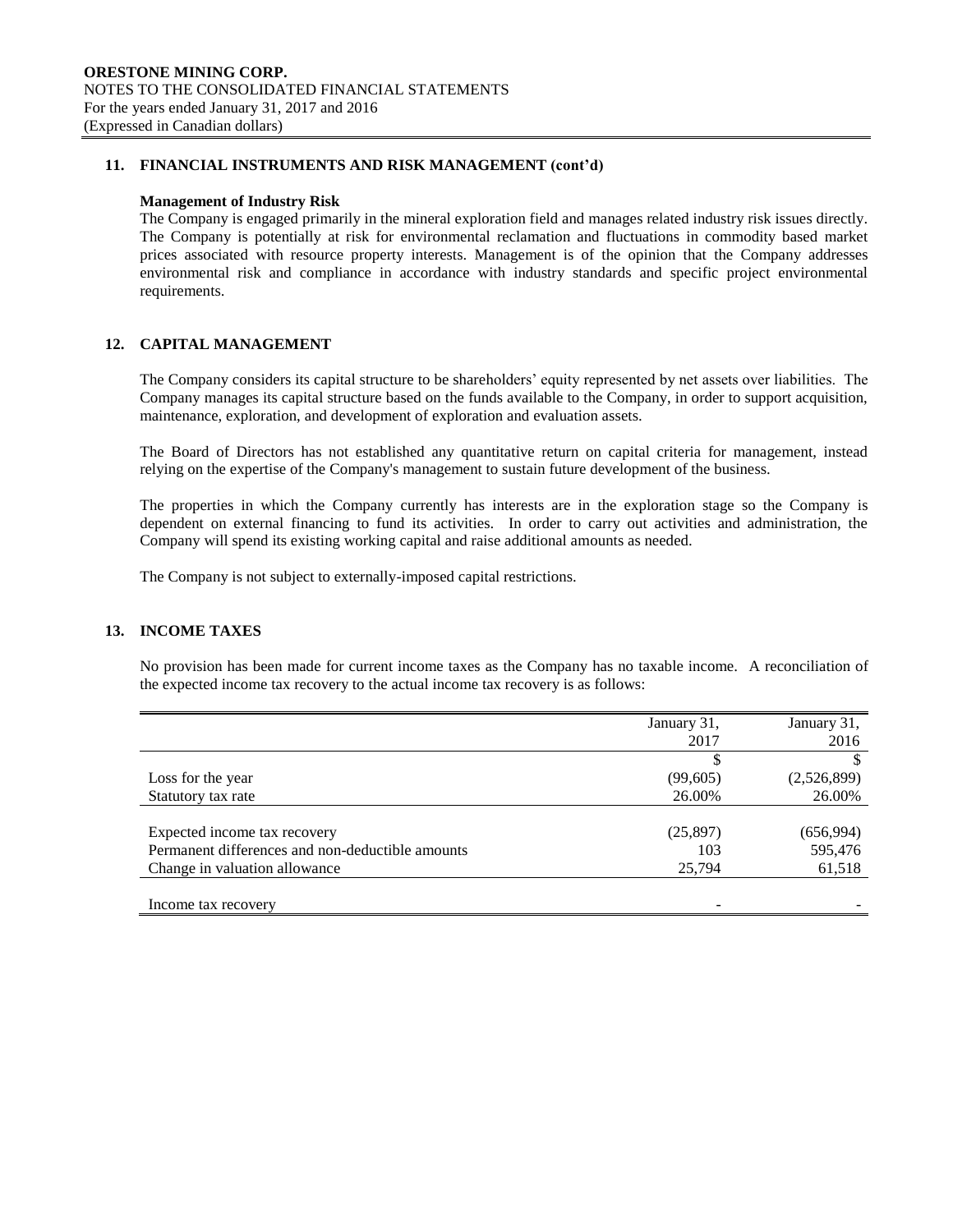## 11. FINANCIAL INSTRUMENTS AND RISK MANAGEMENT (cont'd)

**Management of Industry Risk**

The Company is engaged primarily in the mineral exploration field and manages related industry risk issues directly. The Company is potentially at risk for environmental reclamation and fluctuations in commodity based market prices associated with resource property interests. Management is of the opinion that the Company addresses environmental risk and compliance in accordance with industry standards and specific project environmental requirements.

## 12. CAPITAL MANAGEMENT

The Company considers its capital structure to be shareholders' equity represented by net assets over liabilities. The Company manages its capital structure based on the funds available to the Company, in order to support acquisition, maintenance, exploration, and development of exploration and evaluation assets.

The Board of Directors has not established any quantitative return on capital criteria for management, instead relying on the expertise of the Company's management to sustain future development of the business.

The properties in which the Company currently has interests are in the exploration stage so the Company is dependent on external financing to fund its activities. In order to carry out activities and administration, the Company will spend its existing working capital and raise additional amounts as needed.

The Company is not subject to externally-imposed capital restrictions.

## 13. INCOME TAXES

No provision has been made for current income taxes as the Company has no taxable income. A reconciliation of the expected income tax recovery to the actual income tax recovery is as follows:

| | January 31, 2017 | January 31, 2016 |
|---|---|---|
| | $ | $ |
| Loss for the year | (99,605) | (2,526,899) |
| Statutory tax rate | 26.00% | 26.00% |
| Expected income tax recovery | (25,897) | (656,994) |
| Permanent differences and non-deductible amounts | 103 | 595,476 |
| Change in valuation allowance | 25,794 | 61,518 |
| Income tax recovery | - | - |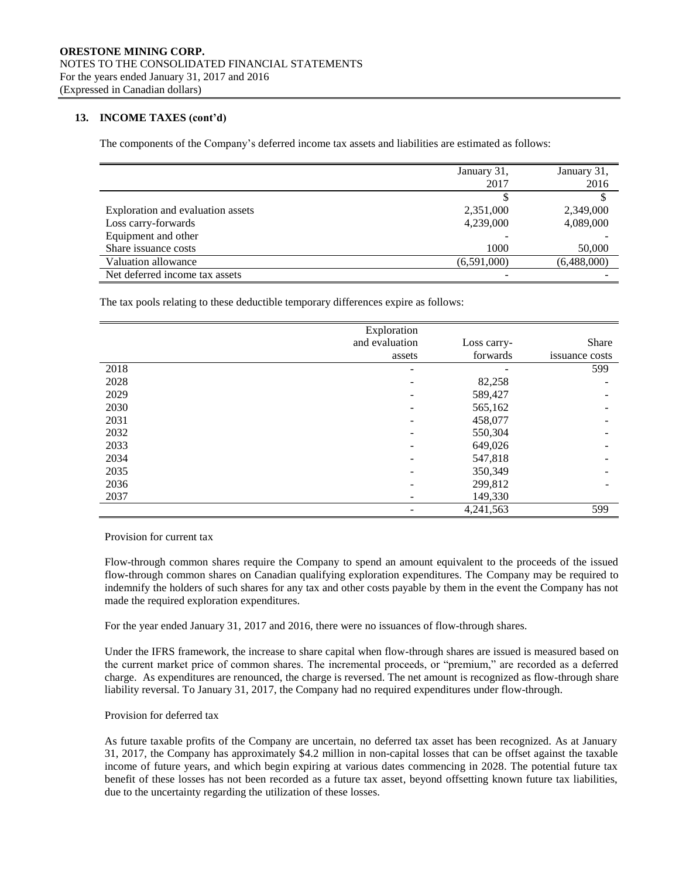## 13. INCOME TAXES (cont'd)

The components of the Company's deferred income tax assets and liabilities are estimated as follows:

| | January 31, 2017 | January 31, 2016 |
|---|---|---|
| | $ | $ |
| Exploration and evaluation assets | 2,351,000 | 2,349,000 |
| Loss carry-forwards | 4,239,000 | 4,089,000 |
| Equipment and other | - | - |
| Share issuance costs | 1000 | 50,000 |
| Valuation allowance | (6,591,000) | (6,488,000) |
| Net deferred income tax assets | - | - |

The tax pools relating to these deductible temporary differences expire as follows:

| | Exploration and evaluation assets | Loss carry-forwards | Share issuance costs |
|---|---|---|---|
| 2018 | - | - | 599 |
| 2028 | - | 82,258 | - |
| 2029 | - | 589,427 | - |
| 2030 | - | 565,162 | - |
| 2031 | - | 458,077 | - |
| 2032 | - | 550,304 | - |
| 2033 | - | 649,026 | - |
| 2034 | - | 547,818 | - |
| 2035 | - | 350,349 | - |
| 2036 | - | 299,812 | - |
| 2037 | - | 149,330 | |
| | - | 4,241,563 | 599 |

Provision for current tax

Flow-through common shares require the Company to spend an amount equivalent to the proceeds of the issued flow-through common shares on Canadian qualifying exploration expenditures. The Company may be required to indemnify the holders of such shares for any tax and other costs payable by them in the event the Company has not made the required exploration expenditures.

For the year ended January 31, 2017 and 2016, there were no issuances of flow-through shares.

Under the IFRS framework, the increase to share capital when flow-through shares are issued is measured based on the current market price of common shares. The incremental proceeds, or "premium," are recorded as a deferred charge. As expenditures are renounced, the charge is reversed. The net amount is recognized as flow-through share liability reversal. To January 31, 2017, the Company had no required expenditures under flow-through.

Provision for deferred tax

As future taxable profits of the Company are uncertain, no deferred tax asset has been recognized. As at January 31, 2017, the Company has approximately $4.2 million in non-capital losses that can be offset against the taxable income of future years, and which begin expiring at various dates commencing in 2028. The potential future tax benefit of these losses has not been recorded as a future tax asset, beyond offsetting known future tax liabilities, due to the uncertainty regarding the utilization of these losses.